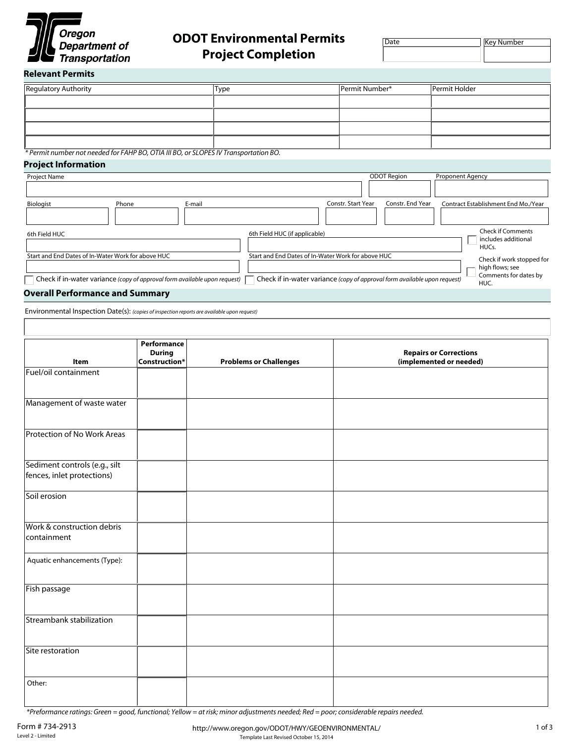Oregon Department of Transportation

# ODOT Environmental Permits Project Completion

| Date | Key Number |
|---|---|
| | |

## Relevant Permits

| Regulatory Authority | Type | Permit Number* | Permit Holder |
|---|---|---|---|
| | | | |
| | | | |
| | | | |
| | | | |

*\* Permit number not needed for FAHP BO, OTIA III BO, or SLOPES IV Transportation BO.*

## Project Information

| Project Name | ODOT Region | Proponent Agency |
|---|---|---|
| | | |

| Biologist | Phone | E-mail | Constr. Start Year | Constr. End Year | Contract Establishment End Mo./Year |
|---|---|---|---|---|---|
| | | | | | |

| 6th Field HUC | 6th Field HUC (if applicable) |
|---|---|
| | |

| Start and End Dates of In-Water Work for above HUC | Start and End Dates of In-Water Work for above HUC |
|---|---|
| | |

☐ Check if in-water variance *(copy of approval form available upon request)*

☐ Check if in-water variance *(copy of approval form available upon request)*

☐ Check if Comments includes additional HUCs.

☐ Check if work stopped for high flows; see Comments for dates by HUC.

## Overall Performance and Summary

Environmental Inspection Date(s): *(copies of inspection reports are available upon request)*

| Item | Performance During Construction* | Problems or Challenges | Repairs or Corrections (implemented or needed) |
|---|---|---|---|
| Fuel/oil containment | | | |
| Management of waste water | | | |
| Protection of No Work Areas | | | |
| Sediment controls (e.g., silt fences, inlet protections) | | | |
| Soil erosion | | | |
| Work & construction debris containment | | | |
| Aquatic enhancements (Type): | | | |
| Fish passage | | | |
| Streambank stabilization | | | |
| Site restoration | | | |
| Other: | | | |

*\*Preformance ratings: Green = good, functional; Yellow = at risk; minor adjustments needed; Red = poor; considerable repairs needed.*

Form # 734-2913
Level 2 - Limited

http://www.oregon.gov/ODOT/HWY/GEOENVIRONMENTAL/

Template Last Revised October 15, 2014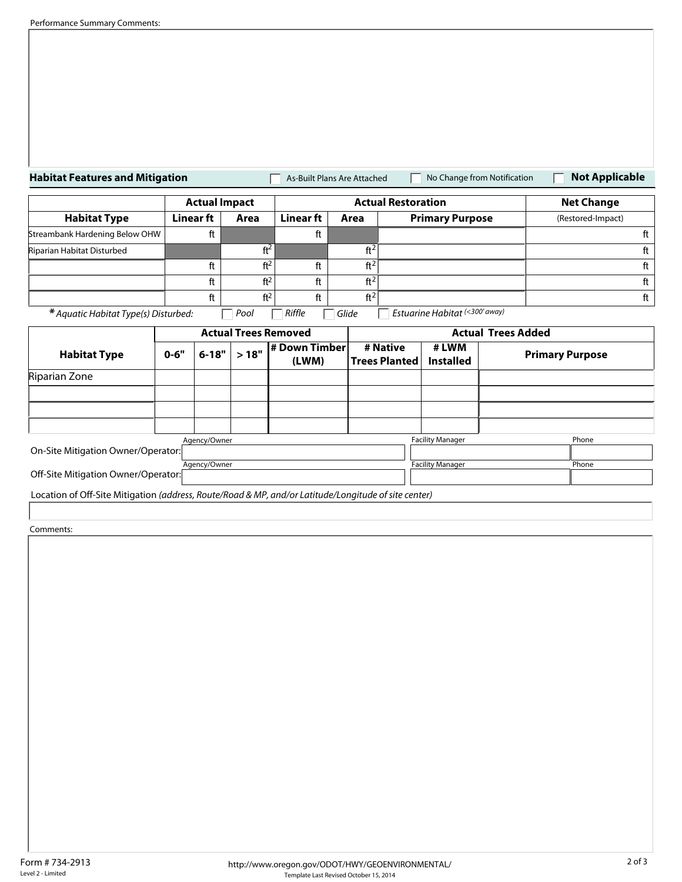Performance Summary Comments:

## Habitat Features and Mitigation

☐ As-Built Plans Are Attached ☐ No Change from Notification ☐ **Not Applicable**

| | Actual Impact | | Actual Restoration | | | Net Change |
|---|---|---|---|---|---|---|
| **Habitat Type** | **Linear ft** | **Area** | **Linear ft** | **Area** | **Primary Purpose** | (Restored-Impact) |
| Streambank Hardening Below OHW | ft | | ft | | | ft |
| Riparian Habitat Disturbed | | $ft^2$ | | $ft^2$ | | ft |
| | ft | $ft^2$ | ft | $ft^2$ | | ft |
| | ft | $ft^2$ | ft | $ft^2$ | | ft |
| | ft | $ft^2$ | ft | $ft^2$ | | ft |

*\* Aquatic Habitat Type(s) Disturbed:* ☐ *Pool* ☐ *Riffle* ☐ *Glide* ☐ *Estuarine Habitat (<300' away)*

| | Actual Trees Removed | | | | Actual Trees Added | | |
|---|---|---|---|---|---|---|---|
| **Habitat Type** | **0-6"** | **6-18"** | **> 18"** | **# Down Timber (LWM)** | **# Native Trees Planted** | **# LWM Installed** | **Primary Purpose** |
| Riparian Zone | | | | | | | |
| | | | | | | | |
| | | | | | | | |
| | | | | | | | |

On-Site Mitigation Owner/Operator: Agency/Owner: ______ Facility Manager: ______ Phone: ______

Off-Site Mitigation Owner/Operator: Agency/Owner: ______ Facility Manager: ______ Phone: ______

Location of Off-Site Mitigation *(address, Route/Road & MP, and/or Latitude/Longitude of site center)*

Comments:

Form # 734-2913
Level 2 - Limited

http://www.oregon.gov/ODOT/HWY/GEOENVIRONMENTAL/
Template Last Revised October 15, 2014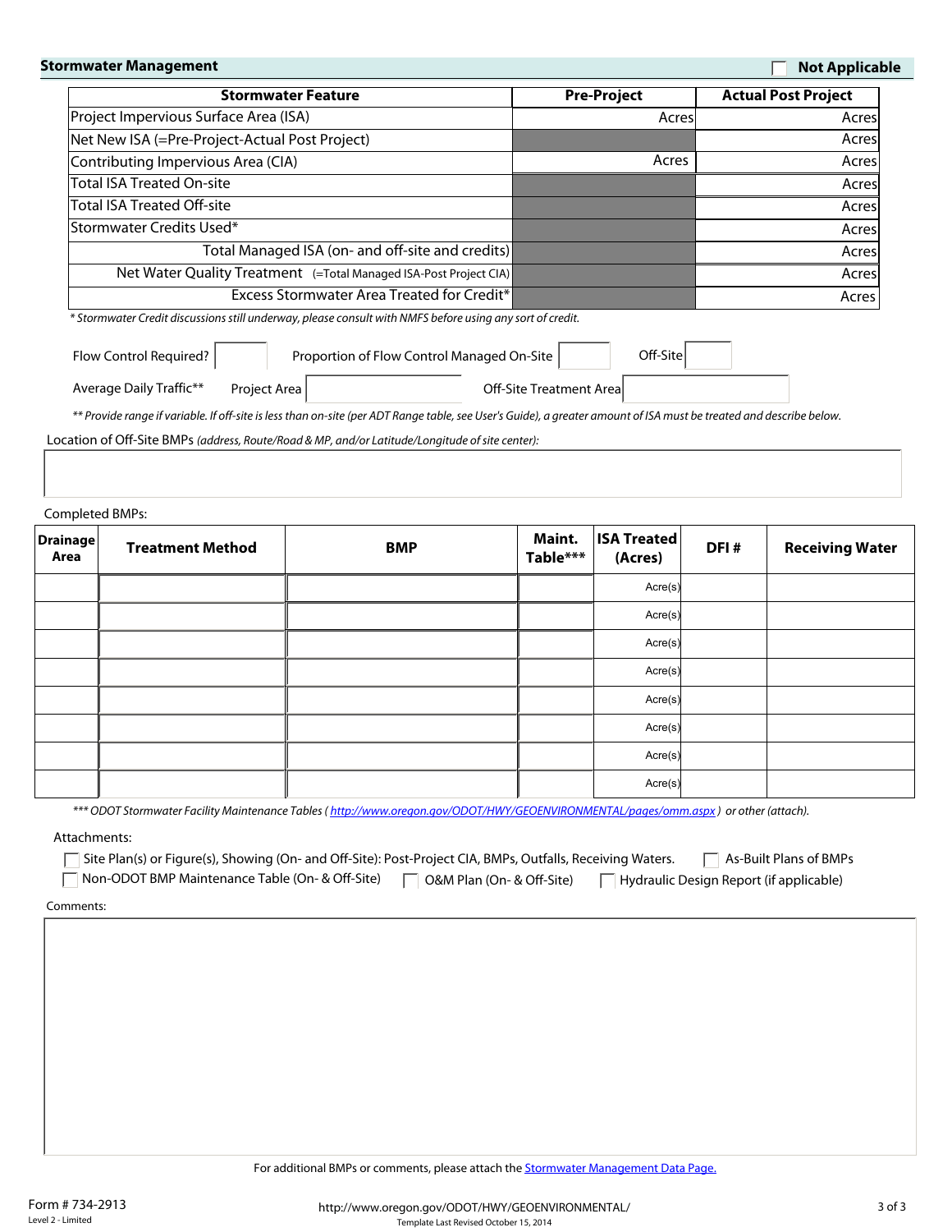## Stormwater Management

☐ Not Applicable

| Stormwater Feature | Pre-Project | Actual Post Project |
|---|---|---|
| Project Impervious Surface Area (ISA) | Acres | Acres |
| Net New ISA (=Pre-Project-Actual Post Project) | | Acres |
| Contributing Impervious Area (CIA) | Acres | Acres |
| Total ISA Treated On-site | | Acres |
| Total ISA Treated Off-site | | Acres |
| Stormwater Credits Used* | | Acres |
| Total Managed ISA (on- and off-site and credits) | | Acres |
| Net Water Quality Treatment (=Total Managed ISA-Post Project CIA) | | Acres |
| Excess Stormwater Area Treated for Credit* | | Acres |

*\* Stormwater Credit discussions still underway, please consult with NMFS before using any sort of credit.*

Flow Control Required? ______ Proportion of Flow Control Managed On-Site ______ Off-Site ______

Average Daily Traffic** Project Area ______ Off-Site Treatment Area ______

*\*\* Provide range if variable. If off-site is less than on-site (per ADT Range table, see User's Guide), a greater amount of ISA must be treated and describe below.*

Location of Off-Site BMPs *(address, Route/Road & MP, and/or Latitude/Longitude of site center):*

Completed BMPs:

| Drainage Area | Treatment Method | BMP | Maint. Table*** | ISA Treated (Acres) | DFI # | Receiving Water |
|---|---|---|---|---|---|---|
| | | | | Acre(s) | | |
| | | | | Acre(s) | | |
| | | | | Acre(s) | | |
| | | | | Acre(s) | | |
| | | | | Acre(s) | | |
| | | | | Acre(s) | | |
| | | | | Acre(s) | | |
| | | | | Acre(s) | | |

*\*\*\* ODOT Stormwater Facility Maintenance Tables ( http://www.oregon.gov/ODOT/HWY/GEOENVIRONMENTAL/pages/omm.aspx ) or other (attach).*

Attachments:

☐ Site Plan(s) or Figure(s), Showing (On- and Off-Site): Post-Project CIA, BMPs, Outfalls, Receiving Waters. ☐ As-Built Plans of BMPs

☐ Non-ODOT BMP Maintenance Table (On- & Off-Site) ☐ O&M Plan (On- & Off-Site) ☐ Hydraulic Design Report (if applicable)

Comments:

For additional BMPs or comments, please attach the Stormwater Management Data Page.

Form # 734-2913
Level 2 - Limited

http://www.oregon.gov/ODOT/HWY/GEOENVIRONMENTAL/
Template Last Revised October 15, 2014